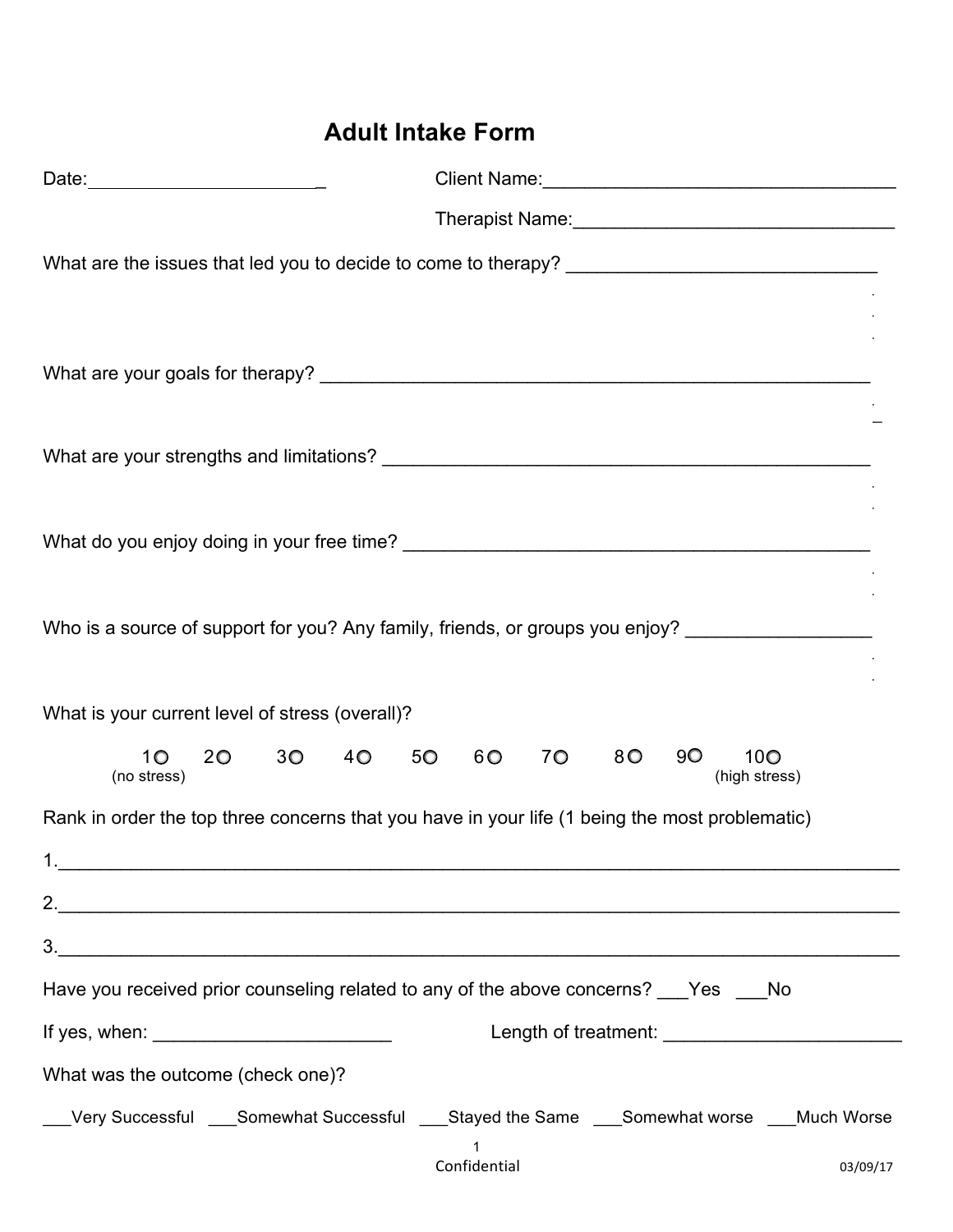# Adult Intake Form

Date:_______________________

Client Name:___________________________________

Therapist Name:________________________________

What are the issues that led you to decide to come to therapy? ______________________________

What are your goals for therapy? _______________________________________________________

What are your strengths and limitations? _________________________________________________

What do you enjoy doing in your free time? _______________________________________________

Who is a source of support for you? Any family, friends, or groups you enjoy? _________________

What is your current level of stress (overall)?

1○ (no stress) 2○ 3○ 4○ 5○ 6○ 7○ 8○ 9○ 10○ (high stress)

Rank in order the top three concerns that you have in your life (1 being the most problematic)

1.________________________________________________________________________________

2.________________________________________________________________________________

3.________________________________________________________________________________

Have you received prior counseling related to any of the above concerns? ___Yes ___No

If yes, when: ________________________ Length of treatment: ________________________

What was the outcome (check one)?

___Very Successful ___Somewhat Successful ___Stayed the Same ___Somewhat worse ___Much Worse

Confidential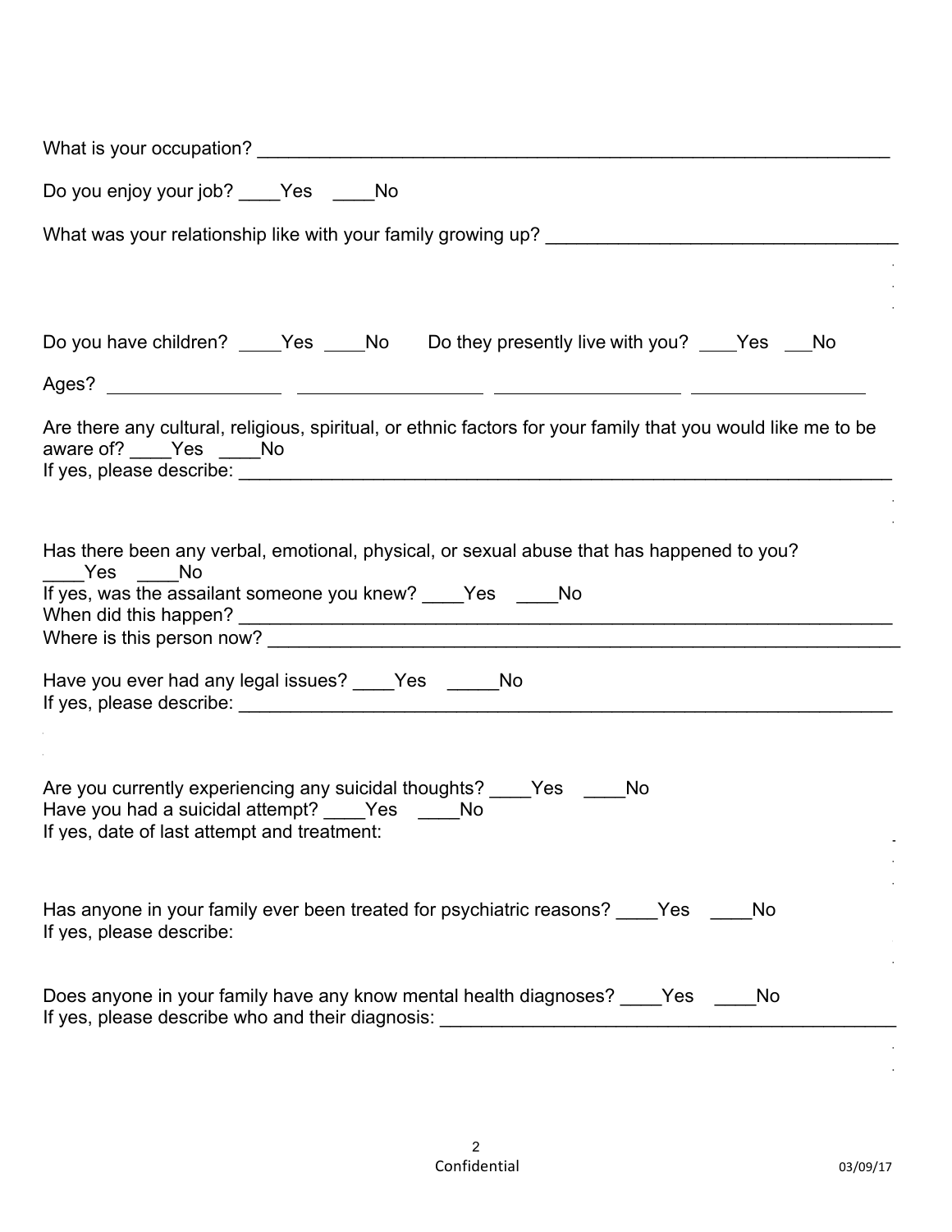What is your occupation? ________________________________________________________________

Do you enjoy your job? ____Yes ____No

What was your relationship like with your family growing up? __________________________________

Do you have children? ____Yes ____No Do they presently live with you? ____Yes ___No

Ages? _________________ __________________ __________________ _________________

Are there any cultural, religious, spiritual, or ethnic factors for your family that you would like me to be aware of? ____Yes ____No
If yes, please describe: _________________________________________________________________

Has there been any verbal, emotional, physical, or sexual abuse that has happened to you?
____Yes ____No
If yes, was the assailant someone you knew? ____Yes ____No
When did this happen? __________________________________________________________________
Where is this person now? ________________________________________________________________

Have you ever had any legal issues? ____Yes _____No
If yes, please describe: _________________________________________________________________

Are you currently experiencing any suicidal thoughts? ____Yes ____No
Have you had a suicidal attempt? ____Yes ____No
If yes, date of last attempt and treatment:

Has anyone in your family ever been treated for psychiatric reasons? ____Yes ____No
If yes, please describe:

Does anyone in your family have any know mental health diagnoses? ____Yes ____No
If yes, please describe who and their diagnosis: _____________________________________________

Confidential

03/09/17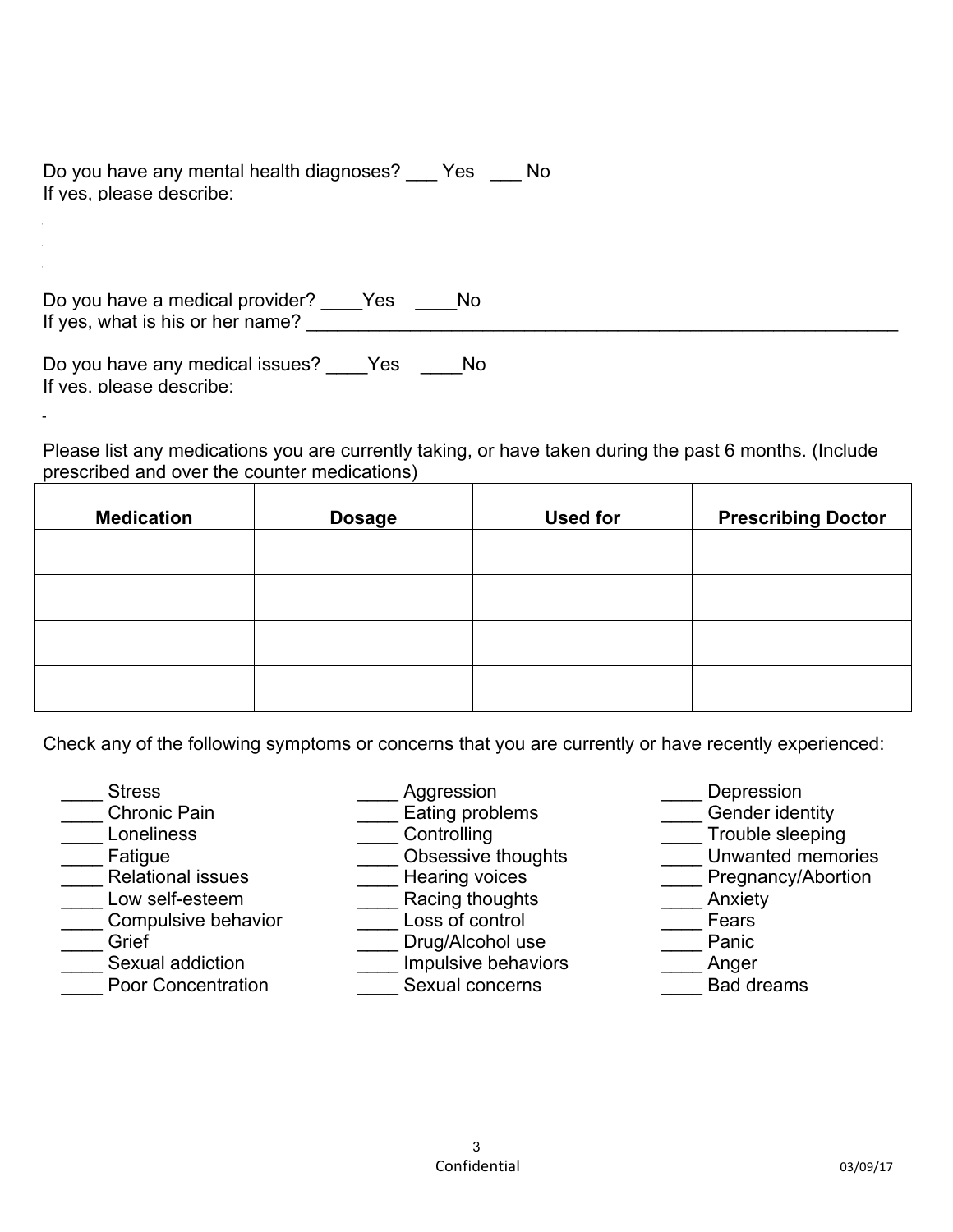Do you have any mental health diagnoses? ___ Yes ___ No
If yes, please describe:

Do you have a medical provider? ____Yes ____No
If yes, what is his or her name? ___________________________________________________________

Do you have any medical issues? ____Yes ____No
If yes, please describe:

Please list any medications you are currently taking, or have taken during the past 6 months. (Include prescribed and over the counter medications)

| Medication | Dosage | Used for | Prescribing Doctor |
|---|---|---|---|
| | | | |
| | | | |
| | | | |
| | | | |

Check any of the following symptoms or concerns that you are currently or have recently experienced:

____ Stress
____ Chronic Pain
____ Loneliness
____ Fatigue
____ Relational issues
____ Low self-esteem
____ Compulsive behavior
____ Grief
____ Sexual addiction
____ Poor Concentration

____ Aggression
____ Eating problems
____ Controlling
____ Obsessive thoughts
____ Hearing voices
____ Racing thoughts
____ Loss of control
____ Drug/Alcohol use
____ Impulsive behaviors
____ Sexual concerns

____ Depression
____ Gender identity
____ Trouble sleeping
____ Unwanted memories
____ Pregnancy/Abortion
____ Anxiety
____ Fears
____ Panic
____ Anger
____ Bad dreams

Confidential

03/09/17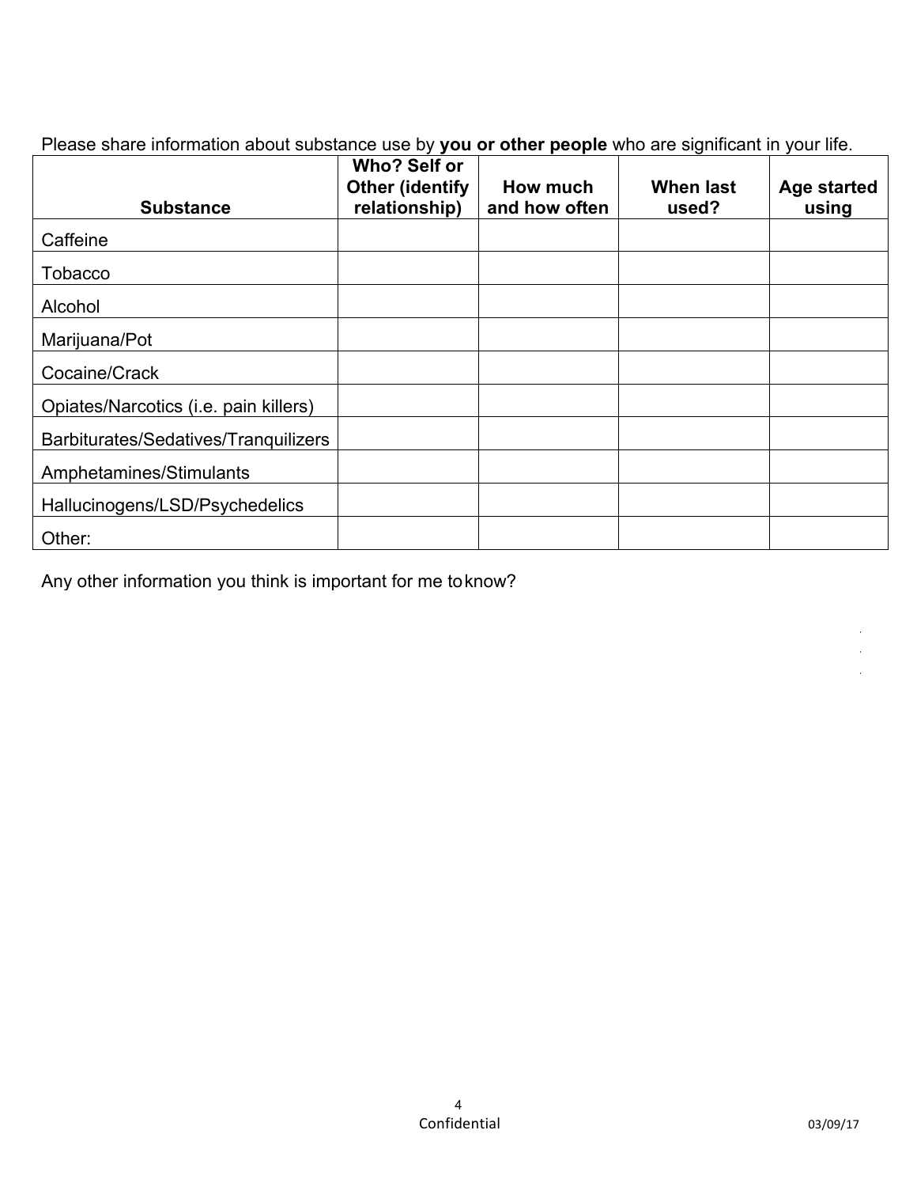Please share information about substance use by **you or other people** who are significant in your life.

| Substance | Who? Self or Other (identify relationship) | How much and how often | When last used? | Age started using |
|---|---|---|---|---|
| Caffeine | | | | |
| Tobacco | | | | |
| Alcohol | | | | |
| Marijuana/Pot | | | | |
| Cocaine/Crack | | | | |
| Opiates/Narcotics (i.e. pain killers) | | | | |
| Barbiturates/Sedatives/Tranquilizers | | | | |
| Amphetamines/Stimulants | | | | |
| Hallucinogens/LSD/Psychedelics | | | | |
| Other: | | | | |

Any other information you think is important for me to know?